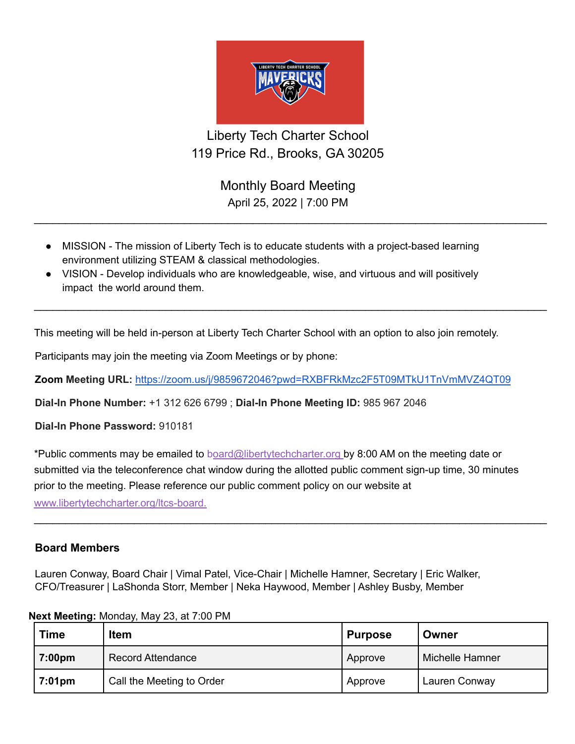# Liberty Tech Charter School

119 Price Rd., Brooks, GA 30205

## Monthly Board Meeting

April 25, 2022 | 7:00 PM

---

- MISSION - The mission of Liberty Tech is to educate students with a project-based learning environment utilizing STEAM & classical methodologies.
- VISION - Develop individuals who are knowledgeable, wise, and virtuous and will positively impact the world around them.

---

This meeting will be held in-person at Liberty Tech Charter School with an option to also join remotely.

Participants may join the meeting via Zoom Meetings or by phone:

**Zoom Meeting URL:** https://zoom.us/j/9859672046?pwd=RXBFRkMzc2F5T09MTkU1TnVmMVZ4QT09

**Dial-In Phone Number:** +1 312 626 6799 ; **Dial-In Phone Meeting ID:** 985 967 2046

**Dial-In Phone Password:** 910181

*Public comments may be emailed to board@libertytechcharter.org by 8:00 AM on the meeting date or submitted via the teleconference chat window during the allotted public comment sign-up time, 30 minutes prior to the meeting. Please reference our public comment policy on our website at www.libertytechcharter.org/ltcs-board.

---

### Board Members

Lauren Conway, Board Chair | Vimal Patel, Vice-Chair | Michelle Hamner, Secretary | Eric Walker, CFO/Treasurer | LaShonda Storr, Member | Neka Haywood, Member | Ashley Busby, Member

**Next Meeting:** Monday, May 23, at 7:00 PM

| Time | Item | Purpose | Owner |
|---|---|---|---|
| **7:00pm** | Record Attendance | Approve | Michelle Hamner |
| **7:01pm** | Call the Meeting to Order | Approve | Lauren Conway |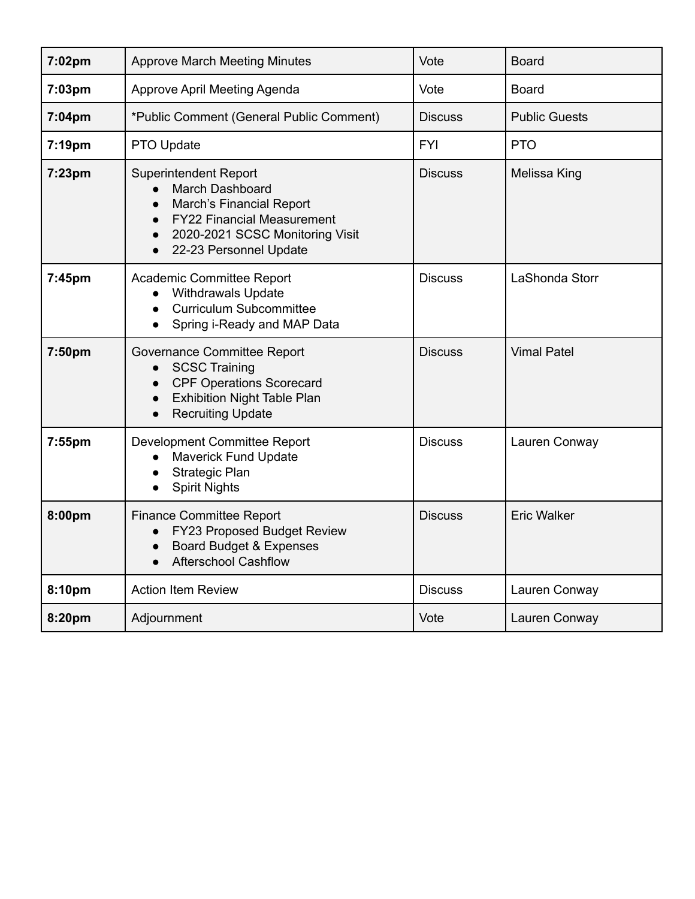| | | | |
|---|---|---|---|
| **7:02pm** | Approve March Meeting Minutes | Vote | Board |
| **7:03pm** | Approve April Meeting Agenda | Vote | Board |
| **7:04pm** | *Public Comment (General Public Comment) | Discuss | Public Guests |
| **7:19pm** | PTO Update | FYI | PTO |
| **7:23pm** | Superintendent Report<br>• March Dashboard<br>• March's Financial Report<br>• FY22 Financial Measurement<br>• 2020-2021 SCSC Monitoring Visit<br>• 22-23 Personnel Update | Discuss | Melissa King |
| **7:45pm** | Academic Committee Report<br>• Withdrawals Update<br>• Curriculum Subcommittee<br>• Spring i-Ready and MAP Data | Discuss | LaShonda Storr |
| **7:50pm** | Governance Committee Report<br>• SCSC Training<br>• CPF Operations Scorecard<br>• Exhibition Night Table Plan<br>• Recruiting Update | Discuss | Vimal Patel |
| **7:55pm** | Development Committee Report<br>• Maverick Fund Update<br>• Strategic Plan<br>• Spirit Nights | Discuss | Lauren Conway |
| **8:00pm** | Finance Committee Report<br>• FY23 Proposed Budget Review<br>• Board Budget & Expenses<br>• Afterschool Cashflow | Discuss | Eric Walker |
| **8:10pm** | Action Item Review | Discuss | Lauren Conway |
| **8:20pm** | Adjournment | Vote | Lauren Conway |